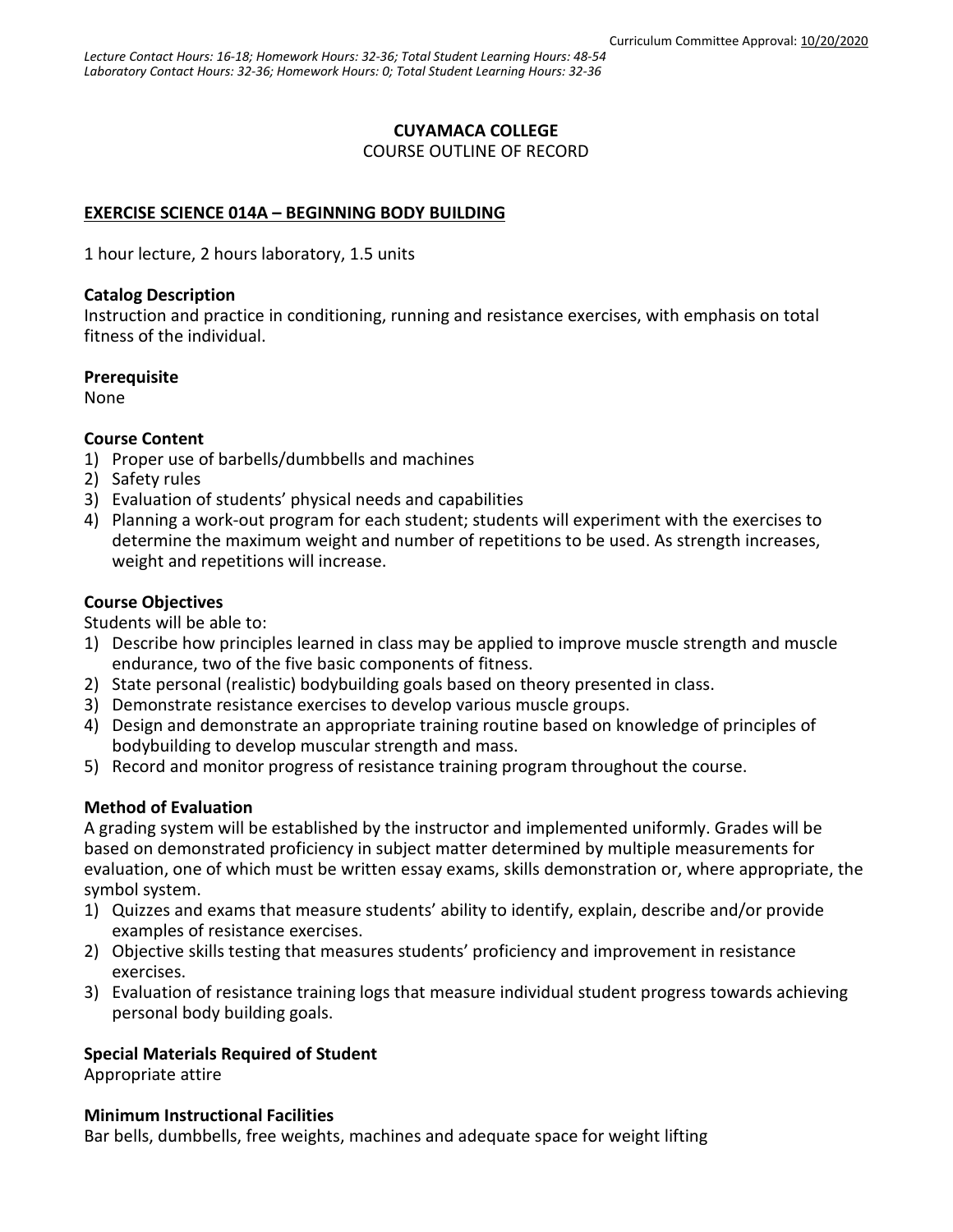Curriculum Committee Approval: 10/20/2020

*Lecture Contact Hours: 16-18; Homework Hours: 32-36; Total Student Learning Hours: 48-54*
*Laboratory Contact Hours: 32-36; Homework Hours: 0; Total Student Learning Hours: 32-36*

# CUYAMACA COLLEGE
COURSE OUTLINE OF RECORD

## EXERCISE SCIENCE 014A – BEGINNING BODY BUILDING

1 hour lecture, 2 hours laboratory, 1.5 units

### Catalog Description
Instruction and practice in conditioning, running and resistance exercises, with emphasis on total fitness of the individual.

### Prerequisite
None

### Course Content
1) Proper use of barbells/dumbbells and machines
2) Safety rules
3) Evaluation of students' physical needs and capabilities
4) Planning a work-out program for each student; students will experiment with the exercises to determine the maximum weight and number of repetitions to be used. As strength increases, weight and repetitions will increase.

### Course Objectives
Students will be able to:
1) Describe how principles learned in class may be applied to improve muscle strength and muscle endurance, two of the five basic components of fitness.
2) State personal (realistic) bodybuilding goals based on theory presented in class.
3) Demonstrate resistance exercises to develop various muscle groups.
4) Design and demonstrate an appropriate training routine based on knowledge of principles of bodybuilding to develop muscular strength and mass.
5) Record and monitor progress of resistance training program throughout the course.

### Method of Evaluation
A grading system will be established by the instructor and implemented uniformly. Grades will be based on demonstrated proficiency in subject matter determined by multiple measurements for evaluation, one of which must be written essay exams, skills demonstration or, where appropriate, the symbol system.
1) Quizzes and exams that measure students' ability to identify, explain, describe and/or provide examples of resistance exercises.
2) Objective skills testing that measures students' proficiency and improvement in resistance exercises.
3) Evaluation of resistance training logs that measure individual student progress towards achieving personal body building goals.

### Special Materials Required of Student
Appropriate attire

### Minimum Instructional Facilities
Bar bells, dumbbells, free weights, machines and adequate space for weight lifting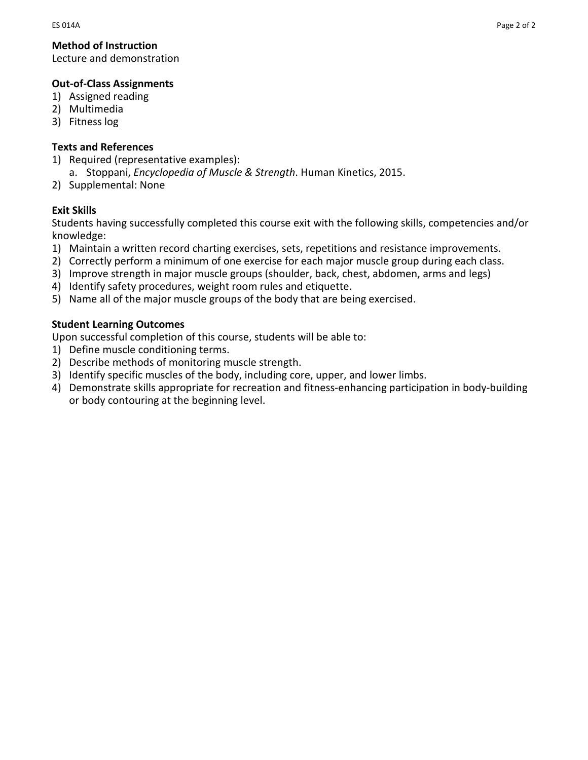**Method of Instruction**
Lecture and demonstration

**Out-of-Class Assignments**
1) Assigned reading
2) Multimedia
3) Fitness log

**Texts and References**
1) Required (representative examples):
    a. Stoppani, *Encyclopedia of Muscle & Strength*. Human Kinetics, 2015.
2) Supplemental: None

**Exit Skills**
Students having successfully completed this course exit with the following skills, competencies and/or knowledge:
1) Maintain a written record charting exercises, sets, repetitions and resistance improvements.
2) Correctly perform a minimum of one exercise for each major muscle group during each class.
3) Improve strength in major muscle groups (shoulder, back, chest, abdomen, arms and legs)
4) Identify safety procedures, weight room rules and etiquette.
5) Name all of the major muscle groups of the body that are being exercised.

**Student Learning Outcomes**
Upon successful completion of this course, students will be able to:
1) Define muscle conditioning terms.
2) Describe methods of monitoring muscle strength.
3) Identify specific muscles of the body, including core, upper, and lower limbs.
4) Demonstrate skills appropriate for recreation and fitness-enhancing participation in body-building or body contouring at the beginning level.